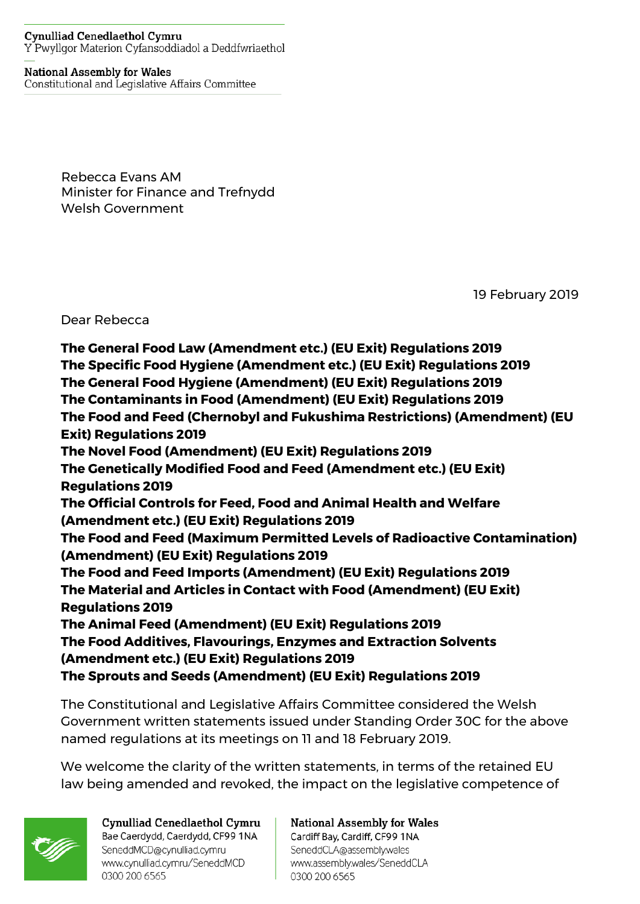Cynulliad Cenedlaethol Cymru
Y Pwyllgor Materion Cyfansoddiadol a Deddfwriaethol

National Assembly for Wales
Constitutional and Legislative Affairs Committee

Rebecca Evans AM
Minister for Finance and Trefnydd
Welsh Government

19 February 2019

Dear Rebecca

**The General Food Law (Amendment etc.) (EU Exit) Regulations 2019**
**The Specific Food Hygiene (Amendment etc.) (EU Exit) Regulations 2019**
**The General Food Hygiene (Amendment) (EU Exit) Regulations 2019**
**The Contaminants in Food (Amendment) (EU Exit) Regulations 2019**
**The Food and Feed (Chernobyl and Fukushima Restrictions) (Amendment) (EU Exit) Regulations 2019**
**The Novel Food (Amendment) (EU Exit) Regulations 2019**
**The Genetically Modified Food and Feed (Amendment etc.) (EU Exit) Regulations 2019**
**The Official Controls for Feed, Food and Animal Health and Welfare (Amendment etc.) (EU Exit) Regulations 2019**
**The Food and Feed (Maximum Permitted Levels of Radioactive Contamination) (Amendment) (EU Exit) Regulations 2019**
**The Food and Feed Imports (Amendment) (EU Exit) Regulations 2019**
**The Material and Articles in Contact with Food (Amendment) (EU Exit) Regulations 2019**
**The Animal Feed (Amendment) (EU Exit) Regulations 2019**
**The Food Additives, Flavourings, Enzymes and Extraction Solvents (Amendment etc.) (EU Exit) Regulations 2019**
**The Sprouts and Seeds (Amendment) (EU Exit) Regulations 2019**

The Constitutional and Legislative Affairs Committee considered the Welsh Government written statements issued under Standing Order 30C for the above named regulations at its meetings on 11 and 18 February 2019.

We welcome the clarity of the written statements, in terms of the retained EU law being amended and revoked, the impact on the legislative competence of

Cynulliad Cenedlaethol Cymru
Bae Caerdydd, Caerdydd, CF99 1NA
SeneddMCD@cynulliad.cymru
www.cynulliad.cymru/SeneddMCD
0300 200 6565

National Assembly for Wales
Cardiff Bay, Cardiff, CF99 1NA
SeneddCLA@assembly.wales
www.assembly.wales/SeneddCLA
0300 200 6565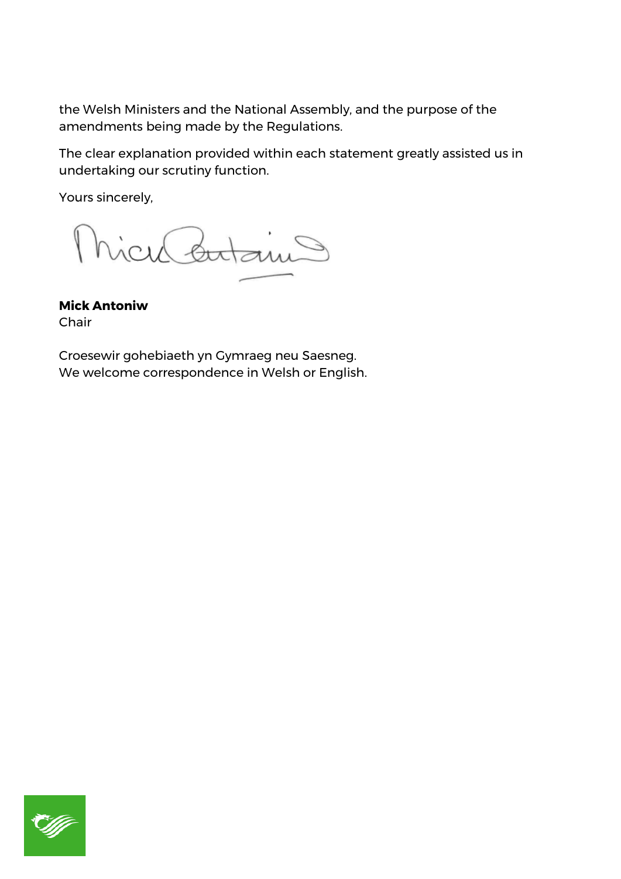the Welsh Ministers and the National Assembly, and the purpose of the amendments being made by the Regulations.

The clear explanation provided within each statement greatly assisted us in undertaking our scrutiny function.

Yours sincerely,

**Mick Antoniw**
Chair

Croesewir gohebiaeth yn Gymraeg neu Saesneg.
We welcome correspondence in Welsh or English.